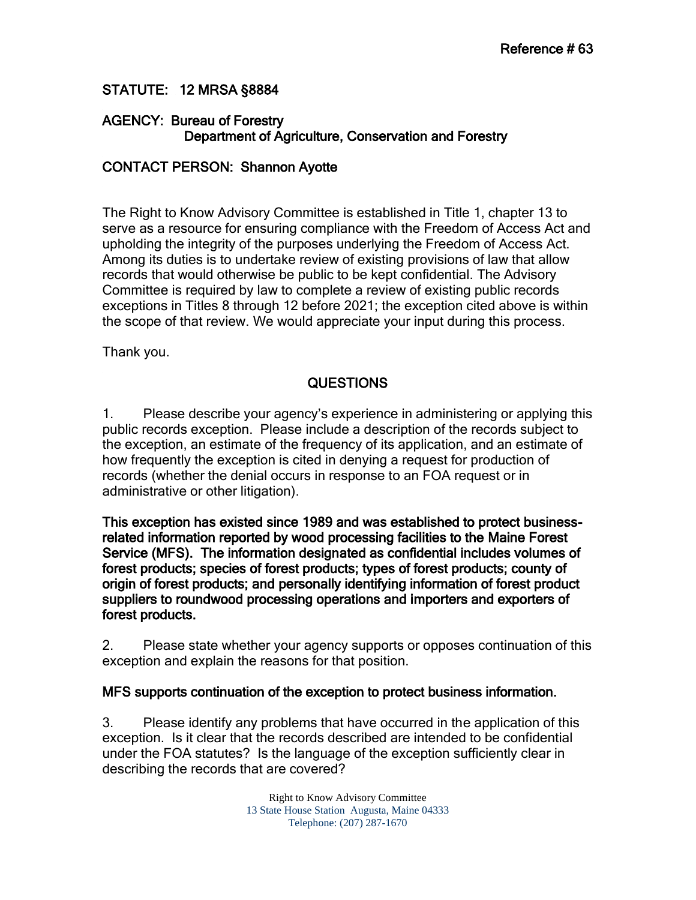**Reference # 63**

**STATUTE: 12 MRSA §8884**

**AGENCY: Bureau of Forestry**
**Department of Agriculture, Conservation and Forestry**

**CONTACT PERSON: Shannon Ayotte**

The Right to Know Advisory Committee is established in Title 1, chapter 13 to serve as a resource for ensuring compliance with the Freedom of Access Act and upholding the integrity of the purposes underlying the Freedom of Access Act. Among its duties is to undertake review of existing provisions of law that allow records that would otherwise be public to be kept confidential. The Advisory Committee is required by law to complete a review of existing public records exceptions in Titles 8 through 12 before 2021; the exception cited above is within the scope of that review. We would appreciate your input during this process.

Thank you.

## QUESTIONS

1. Please describe your agency's experience in administering or applying this public records exception. Please include a description of the records subject to the exception, an estimate of the frequency of its application, and an estimate of how frequently the exception is cited in denying a request for production of records (whether the denial occurs in response to an FOA request or in administrative or other litigation).

**This exception has existed since 1989 and was established to protect business-related information reported by wood processing facilities to the Maine Forest Service (MFS). The information designated as confidential includes volumes of forest products; species of forest products; types of forest products; county of origin of forest products; and personally identifying information of forest product suppliers to roundwood processing operations and importers and exporters of forest products.**

2. Please state whether your agency supports or opposes continuation of this exception and explain the reasons for that position.

**MFS supports continuation of the exception to protect business information.**

3. Please identify any problems that have occurred in the application of this exception. Is it clear that the records described are intended to be confidential under the FOA statutes? Is the language of the exception sufficiently clear in describing the records that are covered?

Right to Know Advisory Committee
13 State House Station Augusta, Maine 04333
Telephone: (207) 287-1670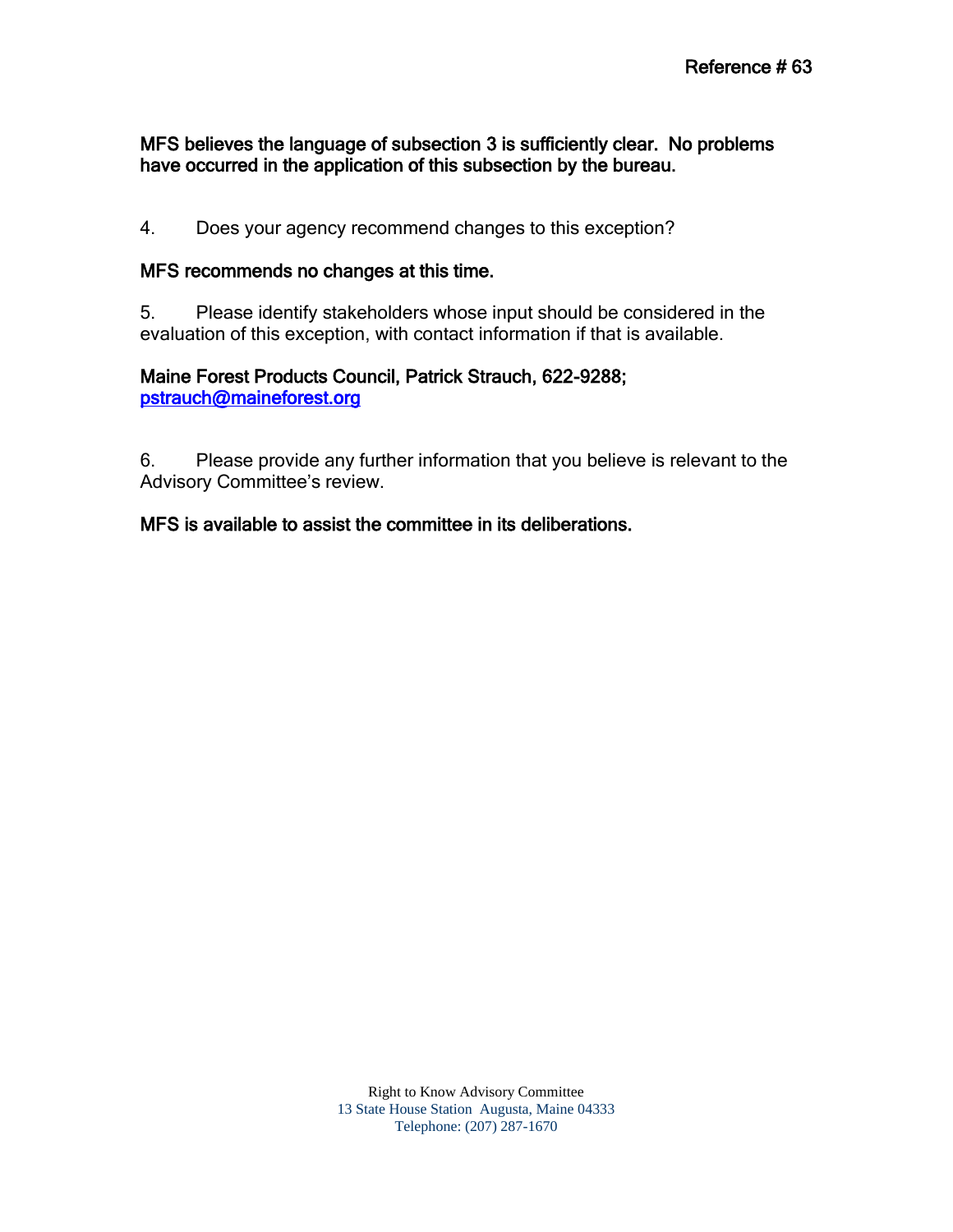Reference # 63

**MFS believes the language of subsection 3 is sufficiently clear. No problems have occurred in the application of this subsection by the bureau.**

4. Does your agency recommend changes to this exception?

**MFS recommends no changes at this time.**

5. Please identify stakeholders whose input should be considered in the evaluation of this exception, with contact information if that is available.

**Maine Forest Products Council, Patrick Strauch, 622-9288; pstrauch@maineforest.org**

6. Please provide any further information that you believe is relevant to the Advisory Committee's review.

**MFS is available to assist the committee in its deliberations.**

Right to Know Advisory Committee
13 State House Station Augusta, Maine 04333
Telephone: (207) 287-1670